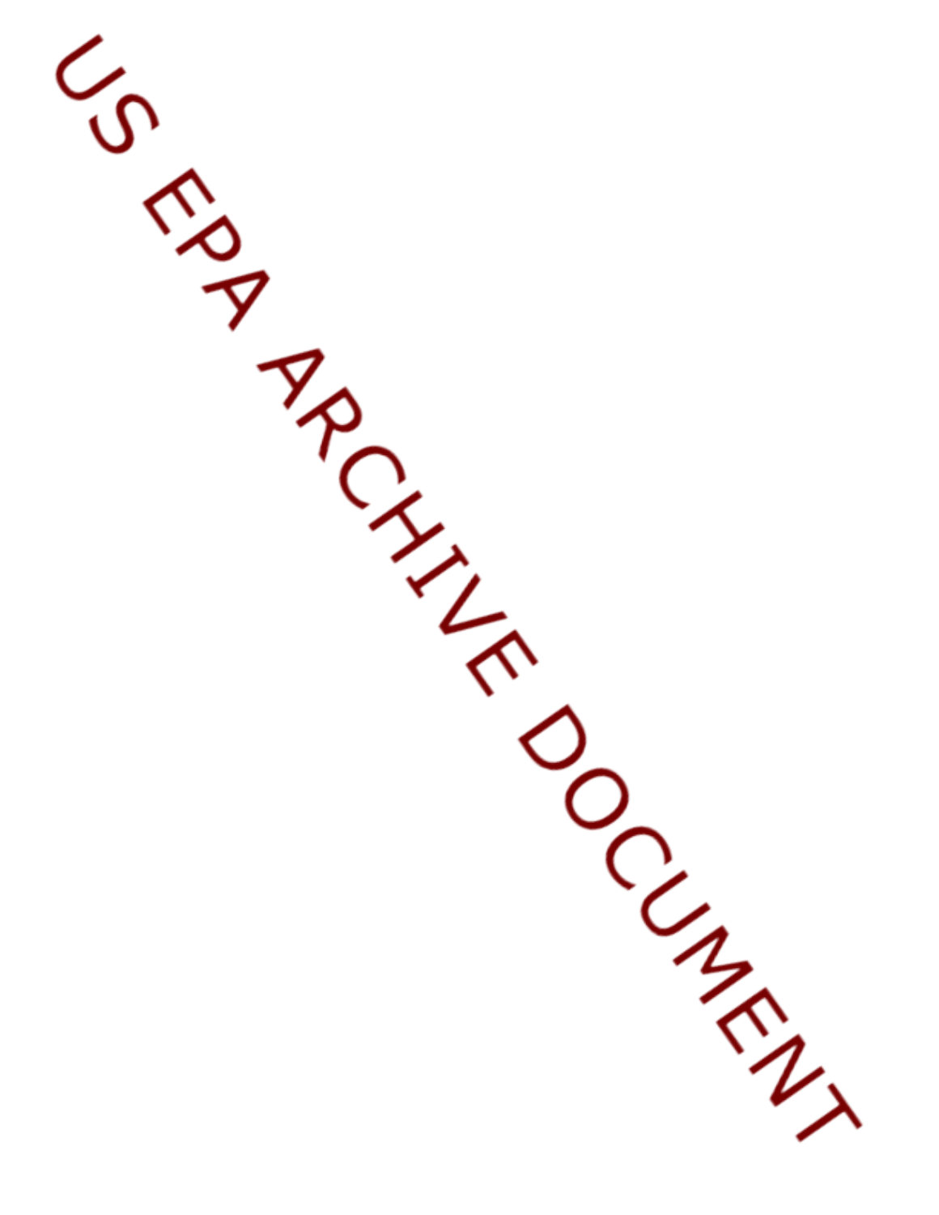US EPA ARCHIVE DOCUMENT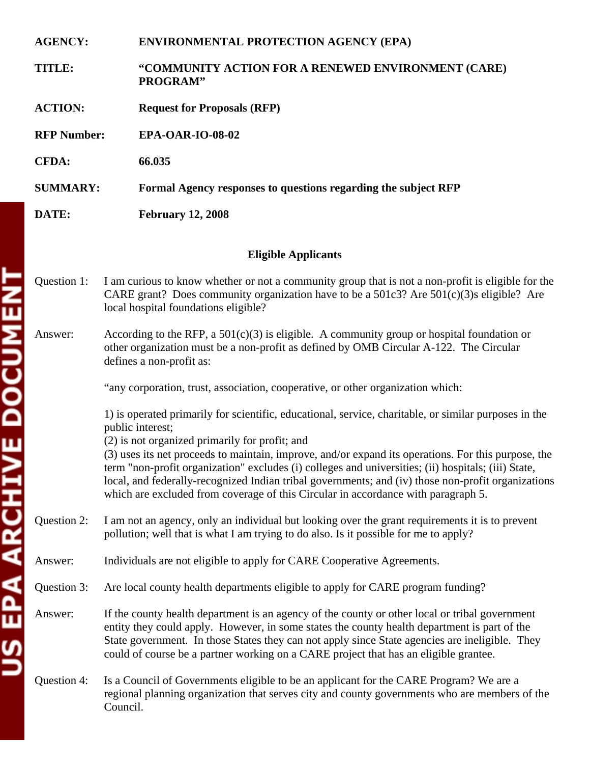**AGENCY:** **ENVIRONMENTAL PROTECTION AGENCY (EPA)**

**TITLE:** **"COMMUNITY ACTION FOR A RENEWED ENVIRONMENT (CARE) PROGRAM"**

**ACTION:** **Request for Proposals (RFP)**

**RFP Number:** **EPA-OAR-IO-08-02**

**CFDA:** **66.035**

**SUMMARY:** **Formal Agency responses to questions regarding the subject RFP**

**DATE:** **February 12, 2008**

## Eligible Applicants

Question 1: I am curious to know whether or not a community group that is not a non-profit is eligible for the CARE grant? Does community organization have to be a 501c3? Are 501(c)(3)s eligible? Are local hospital foundations eligible?

Answer: According to the RFP, a 501(c)(3) is eligible. A community group or hospital foundation or other organization must be a non-profit as defined by OMB Circular A-122. The Circular defines a non-profit as:

"any corporation, trust, association, cooperative, or other organization which:

1) is operated primarily for scientific, educational, service, charitable, or similar purposes in the public interest;
(2) is not organized primarily for profit; and
(3) uses its net proceeds to maintain, improve, and/or expand its operations. For this purpose, the term "non-profit organization" excludes (i) colleges and universities; (ii) hospitals; (iii) State, local, and federally-recognized Indian tribal governments; and (iv) those non-profit organizations which are excluded from coverage of this Circular in accordance with paragraph 5.

Question 2: I am not an agency, only an individual but looking over the grant requirements it is to prevent pollution; well that is what I am trying to do also. Is it possible for me to apply?

Answer: Individuals are not eligible to apply for CARE Cooperative Agreements.

Question 3: Are local county health departments eligible to apply for CARE program funding?

Answer: If the county health department is an agency of the county or other local or tribal government entity they could apply. However, in some states the county health department is part of the State government. In those States they can not apply since State agencies are ineligible. They could of course be a partner working on a CARE project that has an eligible grantee.

Question 4: Is a Council of Governments eligible to be an applicant for the CARE Program? We are a regional planning organization that serves city and county governments who are members of the Council.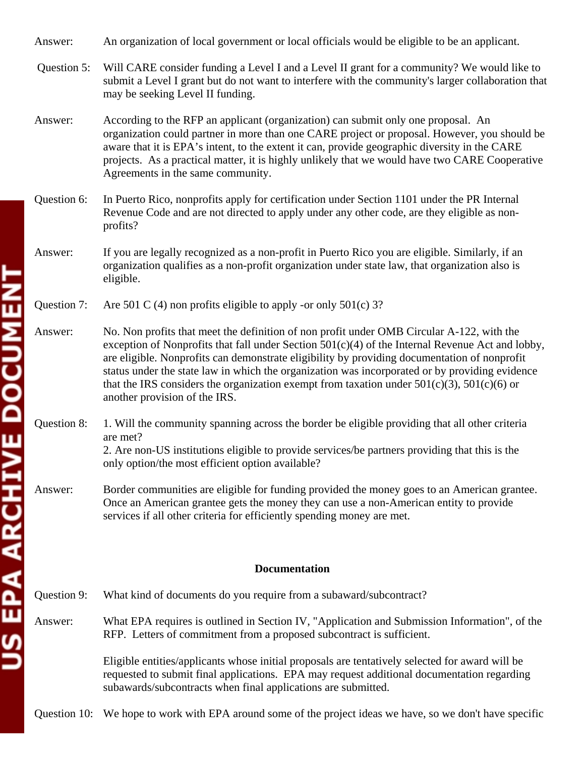Answer: An organization of local government or local officials would be eligible to be an applicant.

Question 5: Will CARE consider funding a Level I and a Level II grant for a community? We would like to submit a Level I grant but do not want to interfere with the community's larger collaboration that may be seeking Level II funding.

Answer: According to the RFP an applicant (organization) can submit only one proposal. An organization could partner in more than one CARE project or proposal. However, you should be aware that it is EPA's intent, to the extent it can, provide geographic diversity in the CARE projects. As a practical matter, it is highly unlikely that we would have two CARE Cooperative Agreements in the same community.

Question 6: In Puerto Rico, nonprofits apply for certification under Section 1101 under the PR Internal Revenue Code and are not directed to apply under any other code, are they eligible as non-profits?

Answer: If you are legally recognized as a non-profit in Puerto Rico you are eligible. Similarly, if an organization qualifies as a non-profit organization under state law, that organization also is eligible.

Question 7: Are 501 C (4) non profits eligible to apply -or only 501(c) 3?

Answer: No. Non profits that meet the definition of non profit under OMB Circular A-122, with the exception of Nonprofits that fall under Section 501(c)(4) of the Internal Revenue Act and lobby, are eligible. Nonprofits can demonstrate eligibility by providing documentation of nonprofit status under the state law in which the organization was incorporated or by providing evidence that the IRS considers the organization exempt from taxation under 501(c)(3), 501(c)(6) or another provision of the IRS.

Question 8: 1. Will the community spanning across the border be eligible providing that all other criteria are met?
2. Are non-US institutions eligible to provide services/be partners providing that this is the only option/the most efficient option available?

Answer: Border communities are eligible for funding provided the money goes to an American grantee. Once an American grantee gets the money they can use a non-American entity to provide services if all other criteria for efficiently spending money are met.

**Documentation**

Question 9: What kind of documents do you require from a subaward/subcontract?

Answer: What EPA requires is outlined in Section IV, "Application and Submission Information", of the RFP. Letters of commitment from a proposed subcontract is sufficient.

Eligible entities/applicants whose initial proposals are tentatively selected for award will be requested to submit final applications. EPA may request additional documentation regarding subawards/subcontracts when final applications are submitted.

Question 10: We hope to work with EPA around some of the project ideas we have, so we don't have specific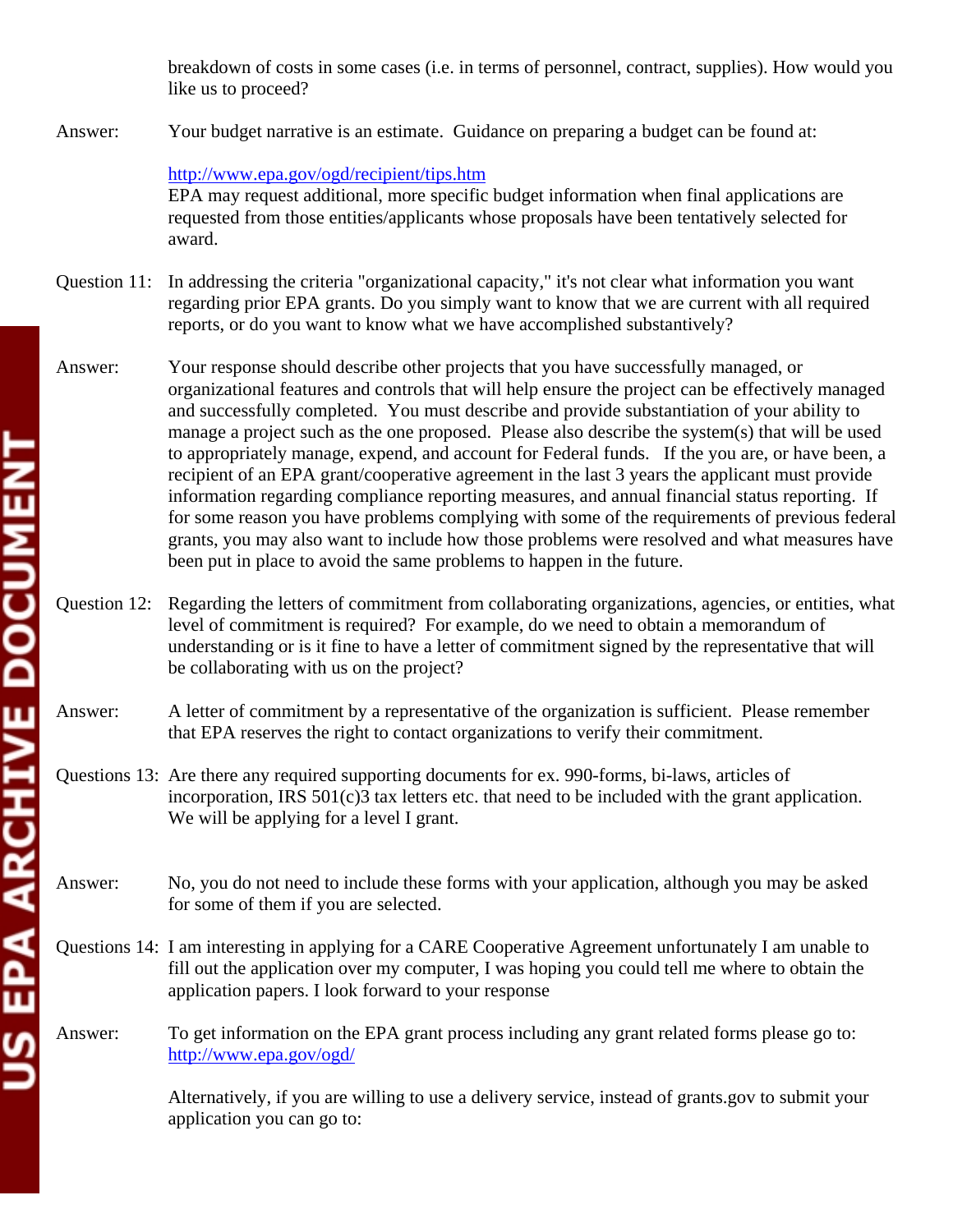breakdown of costs in some cases (i.e. in terms of personnel, contract, supplies). How would you like us to proceed?

Answer: Your budget narrative is an estimate. Guidance on preparing a budget can be found at:

http://www.epa.gov/ogd/recipient/tips.htm
EPA may request additional, more specific budget information when final applications are requested from those entities/applicants whose proposals have been tentatively selected for award.

Question 11: In addressing the criteria "organizational capacity," it's not clear what information you want regarding prior EPA grants. Do you simply want to know that we are current with all required reports, or do you want to know what we have accomplished substantively?

Answer: Your response should describe other projects that you have successfully managed, or organizational features and controls that will help ensure the project can be effectively managed and successfully completed. You must describe and provide substantiation of your ability to manage a project such as the one proposed. Please also describe the system(s) that will be used to appropriately manage, expend, and account for Federal funds. If the you are, or have been, a recipient of an EPA grant/cooperative agreement in the last 3 years the applicant must provide information regarding compliance reporting measures, and annual financial status reporting. If for some reason you have problems complying with some of the requirements of previous federal grants, you may also want to include how those problems were resolved and what measures have been put in place to avoid the same problems to happen in the future.

Question 12: Regarding the letters of commitment from collaborating organizations, agencies, or entities, what level of commitment is required? For example, do we need to obtain a memorandum of understanding or is it fine to have a letter of commitment signed by the representative that will be collaborating with us on the project?

Answer: A letter of commitment by a representative of the organization is sufficient. Please remember that EPA reserves the right to contact organizations to verify their commitment.

Questions 13: Are there any required supporting documents for ex. 990-forms, bi-laws, articles of incorporation, IRS 501(c)3 tax letters etc. that need to be included with the grant application. We will be applying for a level I grant.

Answer: No, you do not need to include these forms with your application, although you may be asked for some of them if you are selected.

Questions 14: I am interesting in applying for a CARE Cooperative Agreement unfortunately I am unable to fill out the application over my computer, I was hoping you could tell me where to obtain the application papers. I look forward to your response

Answer: To get information on the EPA grant process including any grant related forms please go to: http://www.epa.gov/ogd/

Alternatively, if you are willing to use a delivery service, instead of grants.gov to submit your application you can go to: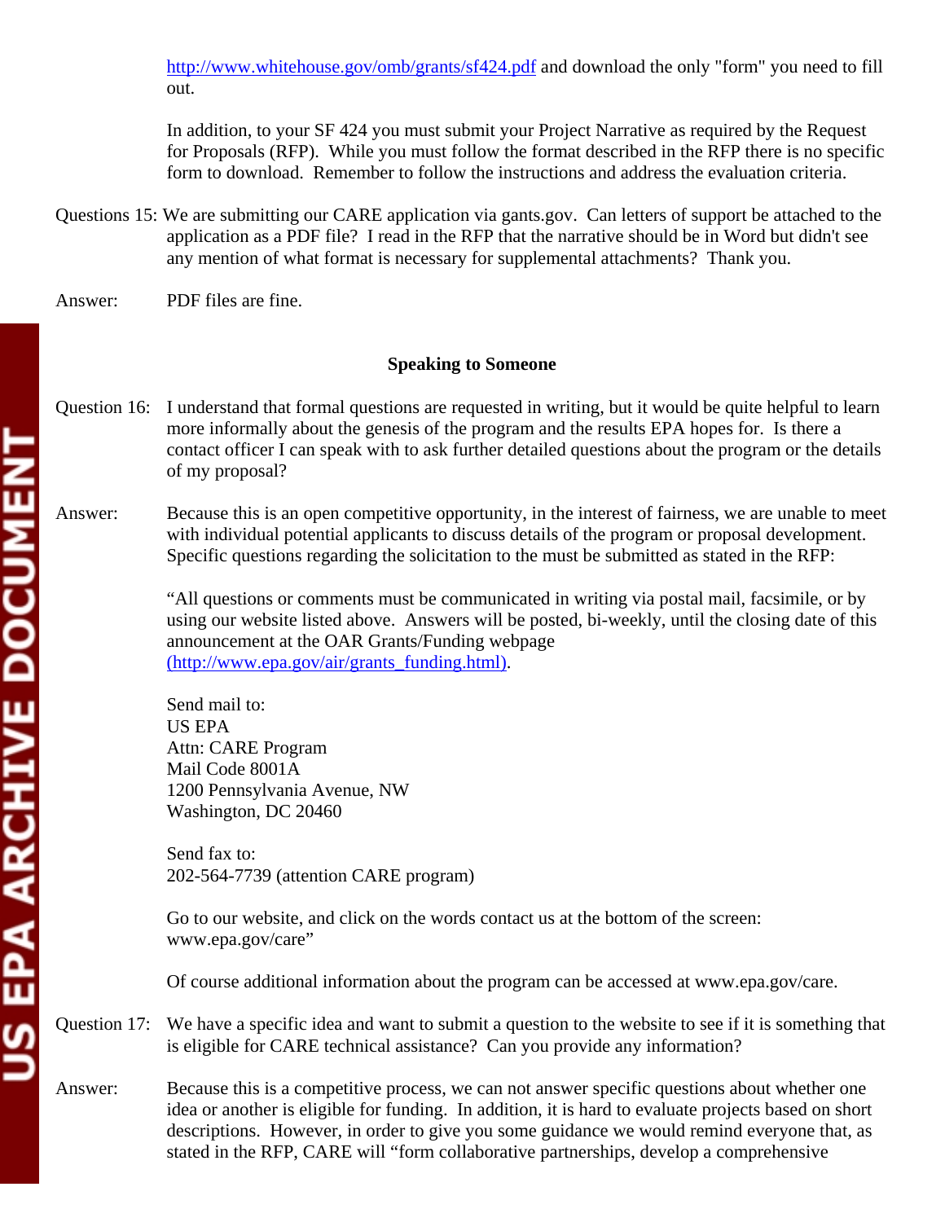http://www.whitehouse.gov/omb/grants/sf424.pdf and download the only "form" you need to fill out.

In addition, to your SF 424 you must submit your Project Narrative as required by the Request for Proposals (RFP). While you must follow the format described in the RFP there is no specific form to download. Remember to follow the instructions and address the evaluation criteria.

Questions 15: We are submitting our CARE application via gants.gov. Can letters of support be attached to the application as a PDF file? I read in the RFP that the narrative should be in Word but didn't see any mention of what format is necessary for supplemental attachments? Thank you.

Answer: PDF files are fine.

**Speaking to Someone**

Question 16: I understand that formal questions are requested in writing, but it would be quite helpful to learn more informally about the genesis of the program and the results EPA hopes for. Is there a contact officer I can speak with to ask further detailed questions about the program or the details of my proposal?

Answer: Because this is an open competitive opportunity, in the interest of fairness, we are unable to meet with individual potential applicants to discuss details of the program or proposal development. Specific questions regarding the solicitation to the must be submitted as stated in the RFP:

"All questions or comments must be communicated in writing via postal mail, facsimile, or by using our website listed above. Answers will be posted, bi-weekly, until the closing date of this announcement at the OAR Grants/Funding webpage (http://www.epa.gov/air/grants_funding.html).

Send mail to:
US EPA
Attn: CARE Program
Mail Code 8001A
1200 Pennsylvania Avenue, NW
Washington, DC 20460

Send fax to:
202-564-7739 (attention CARE program)

Go to our website, and click on the words contact us at the bottom of the screen: www.epa.gov/care"

Of course additional information about the program can be accessed at www.epa.gov/care.

Question 17: We have a specific idea and want to submit a question to the website to see if it is something that is eligible for CARE technical assistance? Can you provide any information?

Answer: Because this is a competitive process, we can not answer specific questions about whether one idea or another is eligible for funding. In addition, it is hard to evaluate projects based on short descriptions. However, in order to give you some guidance we would remind everyone that, as stated in the RFP, CARE will "form collaborative partnerships, develop a comprehensive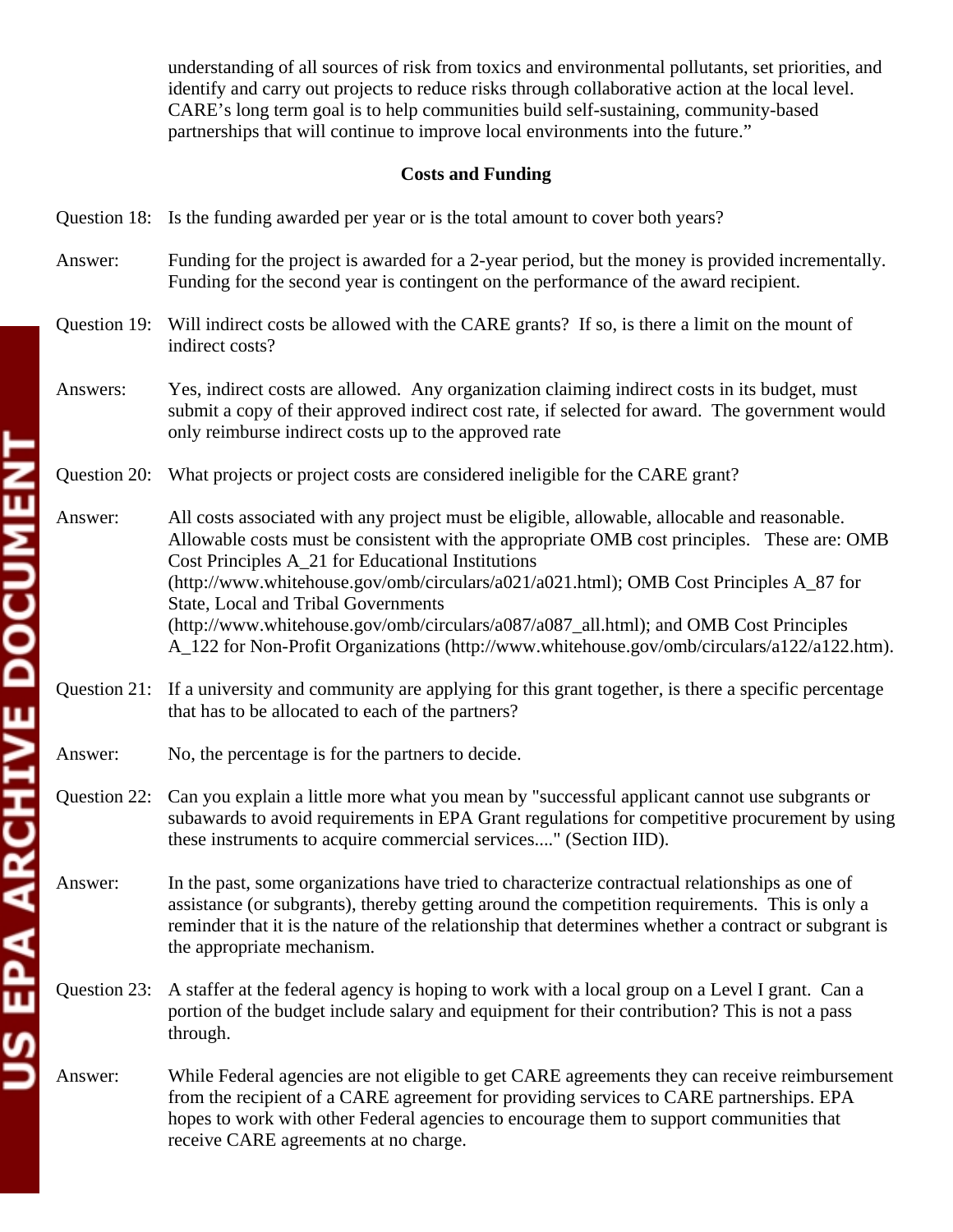understanding of all sources of risk from toxics and environmental pollutants, set priorities, and identify and carry out projects to reduce risks through collaborative action at the local level. CARE's long term goal is to help communities build self-sustaining, community-based partnerships that will continue to improve local environments into the future."

**Costs and Funding**

Question 18: Is the funding awarded per year or is the total amount to cover both years?

Answer: Funding for the project is awarded for a 2-year period, but the money is provided incrementally. Funding for the second year is contingent on the performance of the award recipient.

Question 19: Will indirect costs be allowed with the CARE grants? If so, is there a limit on the mount of indirect costs?

Answers: Yes, indirect costs are allowed. Any organization claiming indirect costs in its budget, must submit a copy of their approved indirect cost rate, if selected for award. The government would only reimburse indirect costs up to the approved rate

Question 20: What projects or project costs are considered ineligible for the CARE grant?

Answer: All costs associated with any project must be eligible, allowable, allocable and reasonable. Allowable costs must be consistent with the appropriate OMB cost principles. These are: OMB Cost Principles A_21 for Educational Institutions (http://www.whitehouse.gov/omb/circulars/a021/a021.html); OMB Cost Principles A_87 for State, Local and Tribal Governments (http://www.whitehouse.gov/omb/circulars/a087/a087_all.html); and OMB Cost Principles A_122 for Non-Profit Organizations (http://www.whitehouse.gov/omb/circulars/a122/a122.htm).

Question 21: If a university and community are applying for this grant together, is there a specific percentage that has to be allocated to each of the partners?

Answer: No, the percentage is for the partners to decide.

Question 22: Can you explain a little more what you mean by "successful applicant cannot use subgrants or subawards to avoid requirements in EPA Grant regulations for competitive procurement by using these instruments to acquire commercial services...." (Section IID).

Answer: In the past, some organizations have tried to characterize contractual relationships as one of assistance (or subgrants), thereby getting around the competition requirements. This is only a reminder that it is the nature of the relationship that determines whether a contract or subgrant is the appropriate mechanism.

Question 23: A staffer at the federal agency is hoping to work with a local group on a Level I grant. Can a portion of the budget include salary and equipment for their contribution? This is not a pass through.

Answer: While Federal agencies are not eligible to get CARE agreements they can receive reimbursement from the recipient of a CARE agreement for providing services to CARE partnerships. EPA hopes to work with other Federal agencies to encourage them to support communities that receive CARE agreements at no charge.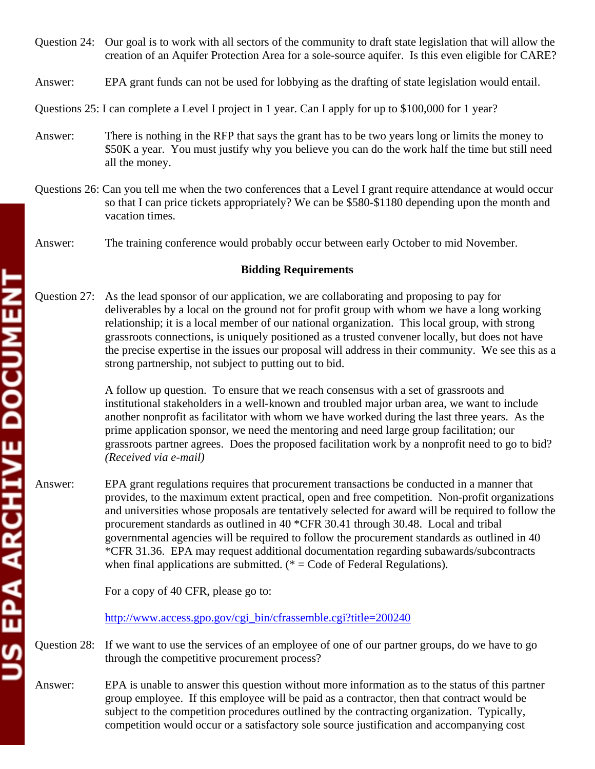Question 24: Our goal is to work with all sectors of the community to draft state legislation that will allow the creation of an Aquifer Protection Area for a sole-source aquifer. Is this even eligible for CARE?

Answer: EPA grant funds can not be used for lobbying as the drafting of state legislation would entail.

Questions 25: I can complete a Level I project in 1 year. Can I apply for up to $100,000 for 1 year?

Answer: There is nothing in the RFP that says the grant has to be two years long or limits the money to $50K a year. You must justify why you believe you can do the work half the time but still need all the money.

Questions 26: Can you tell me when the two conferences that a Level I grant require attendance at would occur so that I can price tickets appropriately? We can be $580-$1180 depending upon the month and vacation times.

Answer: The training conference would probably occur between early October to mid November.

**Bidding Requirements**

Question 27: As the lead sponsor of our application, we are collaborating and proposing to pay for deliverables by a local on the ground not for profit group with whom we have a long working relationship; it is a local member of our national organization. This local group, with strong grassroots connections, is uniquely positioned as a trusted convener locally, but does not have the precise expertise in the issues our proposal will address in their community. We see this as a strong partnership, not subject to putting out to bid.

A follow up question. To ensure that we reach consensus with a set of grassroots and institutional stakeholders in a well-known and troubled major urban area, we want to include another nonprofit as facilitator with whom we have worked during the last three years. As the prime application sponsor, we need the mentoring and need large group facilitation; our grassroots partner agrees. Does the proposed facilitation work by a nonprofit need to go to bid? *(Received via e-mail)*

Answer: EPA grant regulations requires that procurement transactions be conducted in a manner that provides, to the maximum extent practical, open and free competition. Non-profit organizations and universities whose proposals are tentatively selected for award will be required to follow the procurement standards as outlined in 40 *CFR 30.41 through 30.48. Local and tribal governmental agencies will be required to follow the procurement standards as outlined in 40 *CFR 31.36. EPA may request additional documentation regarding subawards/subcontracts when final applications are submitted. (* = Code of Federal Regulations).

For a copy of 40 CFR, please go to:

http://www.access.gpo.gov/cgi_bin/cfrassemble.cgi?title=200240

Question 28: If we want to use the services of an employee of one of our partner groups, do we have to go through the competitive procurement process?

Answer: EPA is unable to answer this question without more information as to the status of this partner group employee. If this employee will be paid as a contractor, then that contract would be subject to the competition procedures outlined by the contracting organization. Typically, competition would occur or a satisfactory sole source justification and accompanying cost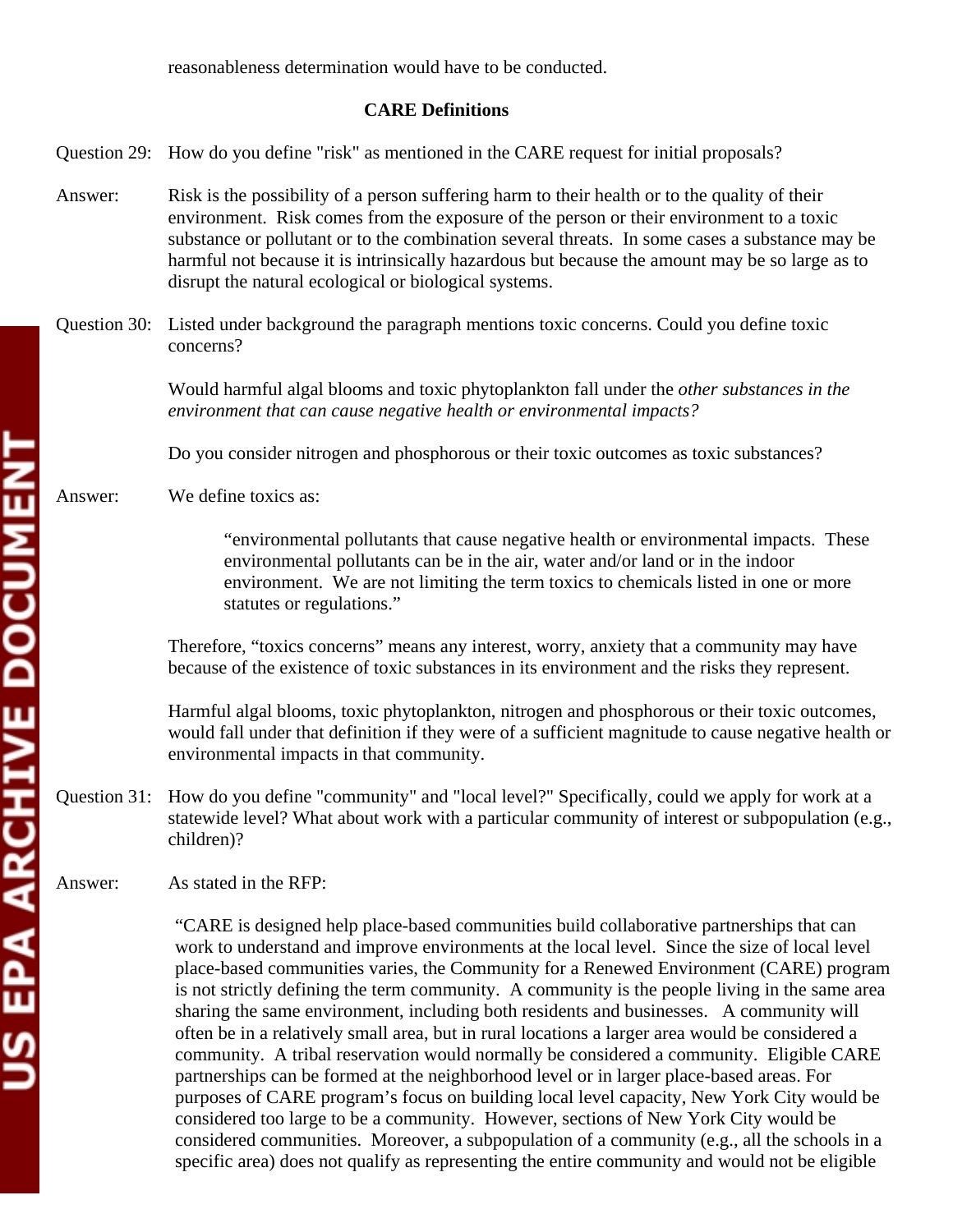reasonableness determination would have to be conducted.

## CARE Definitions

Question 29: How do you define "risk" as mentioned in the CARE request for initial proposals?

Answer: Risk is the possibility of a person suffering harm to their health or to the quality of their environment. Risk comes from the exposure of the person or their environment to a toxic substance or pollutant or to the combination several threats. In some cases a substance may be harmful not because it is intrinsically hazardous but because the amount may be so large as to disrupt the natural ecological or biological systems.

Question 30: Listed under background the paragraph mentions toxic concerns. Could you define toxic concerns?

Would harmful algal blooms and toxic phytoplankton fall under the *other substances in the environment that can cause negative health or environmental impacts?*

Do you consider nitrogen and phosphorous or their toxic outcomes as toxic substances?

Answer: We define toxics as:

> "environmental pollutants that cause negative health or environmental impacts. These environmental pollutants can be in the air, water and/or land or in the indoor environment. We are not limiting the term toxics to chemicals listed in one or more statutes or regulations."

Therefore, "toxics concerns" means any interest, worry, anxiety that a community may have because of the existence of toxic substances in its environment and the risks they represent.

Harmful algal blooms, toxic phytoplankton, nitrogen and phosphorous or their toxic outcomes, would fall under that definition if they were of a sufficient magnitude to cause negative health or environmental impacts in that community.

Question 31: How do you define "community" and "local level?" Specifically, could we apply for work at a statewide level? What about work with a particular community of interest or subpopulation (e.g., children)?

Answer: As stated in the RFP:

> "CARE is designed help place-based communities build collaborative partnerships that can work to understand and improve environments at the local level. Since the size of local level place-based communities varies, the Community for a Renewed Environment (CARE) program is not strictly defining the term community. A community is the people living in the same area sharing the same environment, including both residents and businesses. A community will often be in a relatively small area, but in rural locations a larger area would be considered a community. A tribal reservation would normally be considered a community. Eligible CARE partnerships can be formed at the neighborhood level or in larger place-based areas. For purposes of CARE program's focus on building local level capacity, New York City would be considered too large to be a community. However, sections of New York City would be considered communities. Moreover, a subpopulation of a community (e.g., all the schools in a specific area) does not qualify as representing the entire community and would not be eligible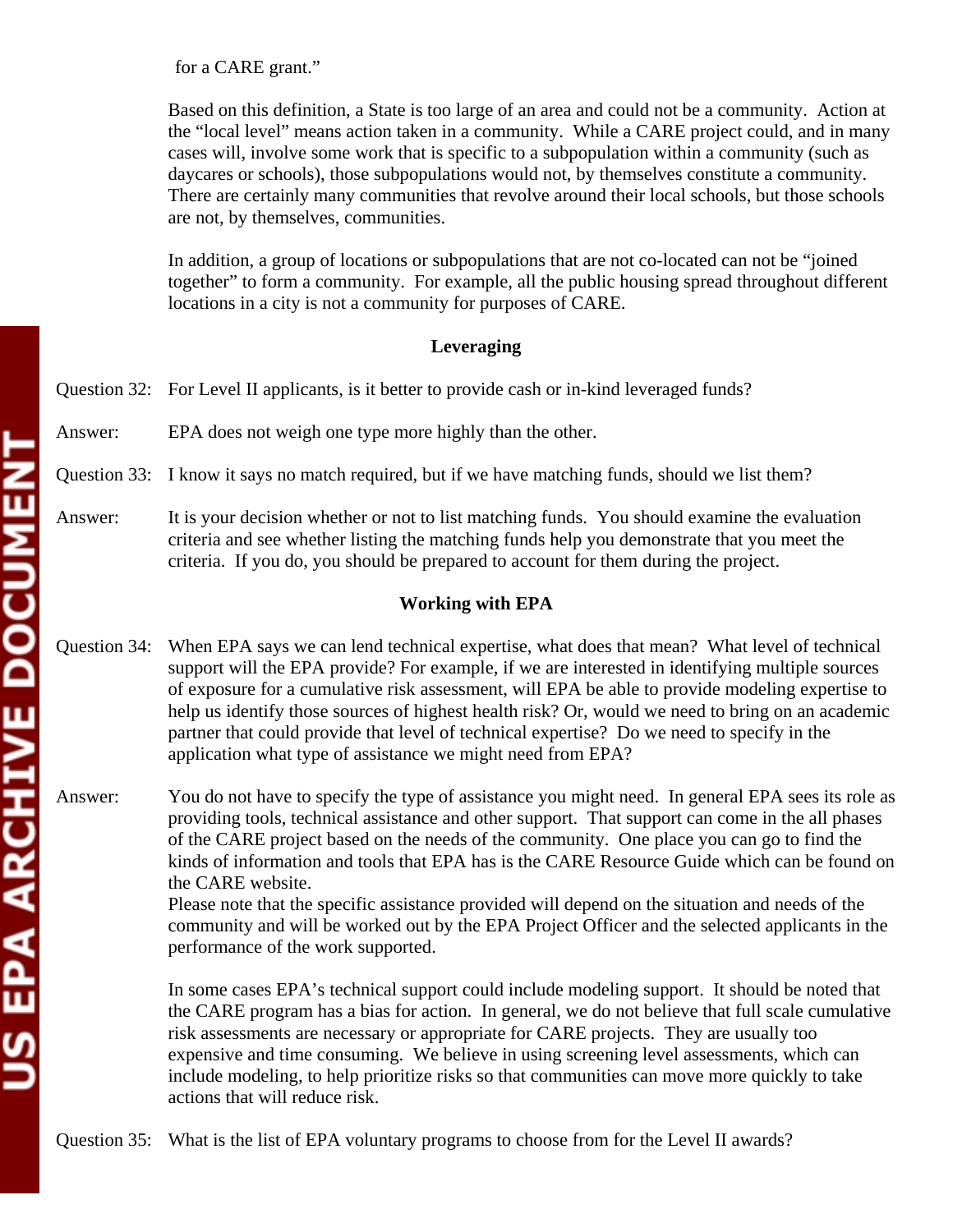for a CARE grant."

Based on this definition, a State is too large of an area and could not be a community. Action at the "local level" means action taken in a community. While a CARE project could, and in many cases will, involve some work that is specific to a subpopulation within a community (such as daycares or schools), those subpopulations would not, by themselves constitute a community. There are certainly many communities that revolve around their local schools, but those schools are not, by themselves, communities.

In addition, a group of locations or subpopulations that are not co-located can not be "joined together" to form a community. For example, all the public housing spread throughout different locations in a city is not a community for purposes of CARE.

**Leveraging**

Question 32: For Level II applicants, is it better to provide cash or in-kind leveraged funds?

Answer: EPA does not weigh one type more highly than the other.

Question 33: I know it says no match required, but if we have matching funds, should we list them?

Answer: It is your decision whether or not to list matching funds. You should examine the evaluation criteria and see whether listing the matching funds help you demonstrate that you meet the criteria. If you do, you should be prepared to account for them during the project.

**Working with EPA**

Question 34: When EPA says we can lend technical expertise, what does that mean? What level of technical support will the EPA provide? For example, if we are interested in identifying multiple sources of exposure for a cumulative risk assessment, will EPA be able to provide modeling expertise to help us identify those sources of highest health risk? Or, would we need to bring on an academic partner that could provide that level of technical expertise? Do we need to specify in the application what type of assistance we might need from EPA?

Answer: You do not have to specify the type of assistance you might need. In general EPA sees its role as providing tools, technical assistance and other support. That support can come in the all phases of the CARE project based on the needs of the community. One place you can go to find the kinds of information and tools that EPA has is the CARE Resource Guide which can be found on the CARE website.
Please note that the specific assistance provided will depend on the situation and needs of the community and will be worked out by the EPA Project Officer and the selected applicants in the performance of the work supported.

In some cases EPA's technical support could include modeling support. It should be noted that the CARE program has a bias for action. In general, we do not believe that full scale cumulative risk assessments are necessary or appropriate for CARE projects. They are usually too expensive and time consuming. We believe in using screening level assessments, which can include modeling, to help prioritize risks so that communities can move more quickly to take actions that will reduce risk.

Question 35: What is the list of EPA voluntary programs to choose from for the Level II awards?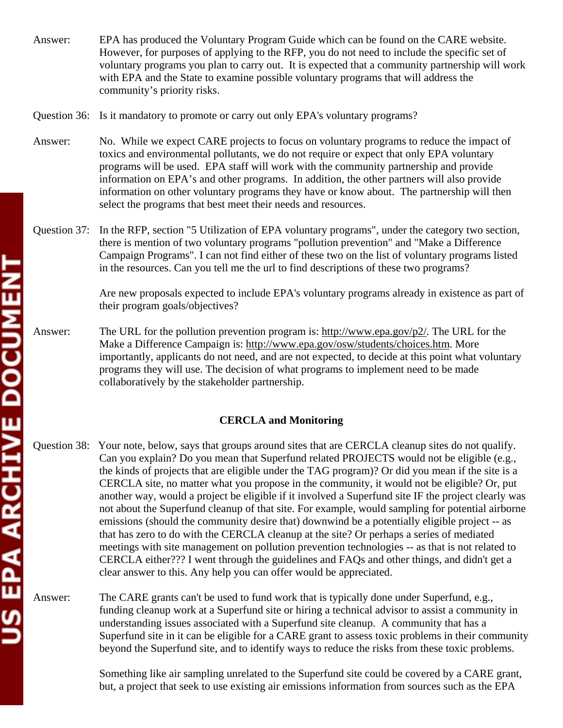Answer: EPA has produced the Voluntary Program Guide which can be found on the CARE website. However, for purposes of applying to the RFP, you do not need to include the specific set of voluntary programs you plan to carry out. It is expected that a community partnership will work with EPA and the State to examine possible voluntary programs that will address the community's priority risks.

Question 36: Is it mandatory to promote or carry out only EPA's voluntary programs?

Answer: No. While we expect CARE projects to focus on voluntary programs to reduce the impact of toxics and environmental pollutants, we do not require or expect that only EPA voluntary programs will be used. EPA staff will work with the community partnership and provide information on EPA's and other programs. In addition, the other partners will also provide information on other voluntary programs they have or know about. The partnership will then select the programs that best meet their needs and resources.

Question 37: In the RFP, section "5 Utilization of EPA voluntary programs", under the category two section, there is mention of two voluntary programs "pollution prevention" and "Make a Difference Campaign Programs". I can not find either of these two on the list of voluntary programs listed in the resources. Can you tell me the url to find descriptions of these two programs?

Are new proposals expected to include EPA's voluntary programs already in existence as part of their program goals/objectives?

Answer: The URL for the pollution prevention program is: http://www.epa.gov/p2/. The URL for the Make a Difference Campaign is: http://www.epa.gov/osw/students/choices.htm. More importantly, applicants do not need, and are not expected, to decide at this point what voluntary programs they will use. The decision of what programs to implement need to be made collaboratively by the stakeholder partnership.

## CERCLA and Monitoring

Question 38: Your note, below, says that groups around sites that are CERCLA cleanup sites do not qualify. Can you explain? Do you mean that Superfund related PROJECTS would not be eligible (e.g., the kinds of projects that are eligible under the TAG program)? Or did you mean if the site is a CERCLA site, no matter what you propose in the community, it would not be eligible? Or, put another way, would a project be eligible if it involved a Superfund site IF the project clearly was not about the Superfund cleanup of that site. For example, would sampling for potential airborne emissions (should the community desire that) downwind be a potentially eligible project -- as that has zero to do with the CERCLA cleanup at the site? Or perhaps a series of mediated meetings with site management on pollution prevention technologies -- as that is not related to CERCLA either??? I went through the guidelines and FAQs and other things, and didn't get a clear answer to this. Any help you can offer would be appreciated.

Answer: The CARE grants can't be used to fund work that is typically done under Superfund, e.g., funding cleanup work at a Superfund site or hiring a technical advisor to assist a community in understanding issues associated with a Superfund site cleanup. A community that has a Superfund site in it can be eligible for a CARE grant to assess toxic problems in their community beyond the Superfund site, and to identify ways to reduce the risks from these toxic problems.

Something like air sampling unrelated to the Superfund site could be covered by a CARE grant, but, a project that seek to use existing air emissions information from sources such as the EPA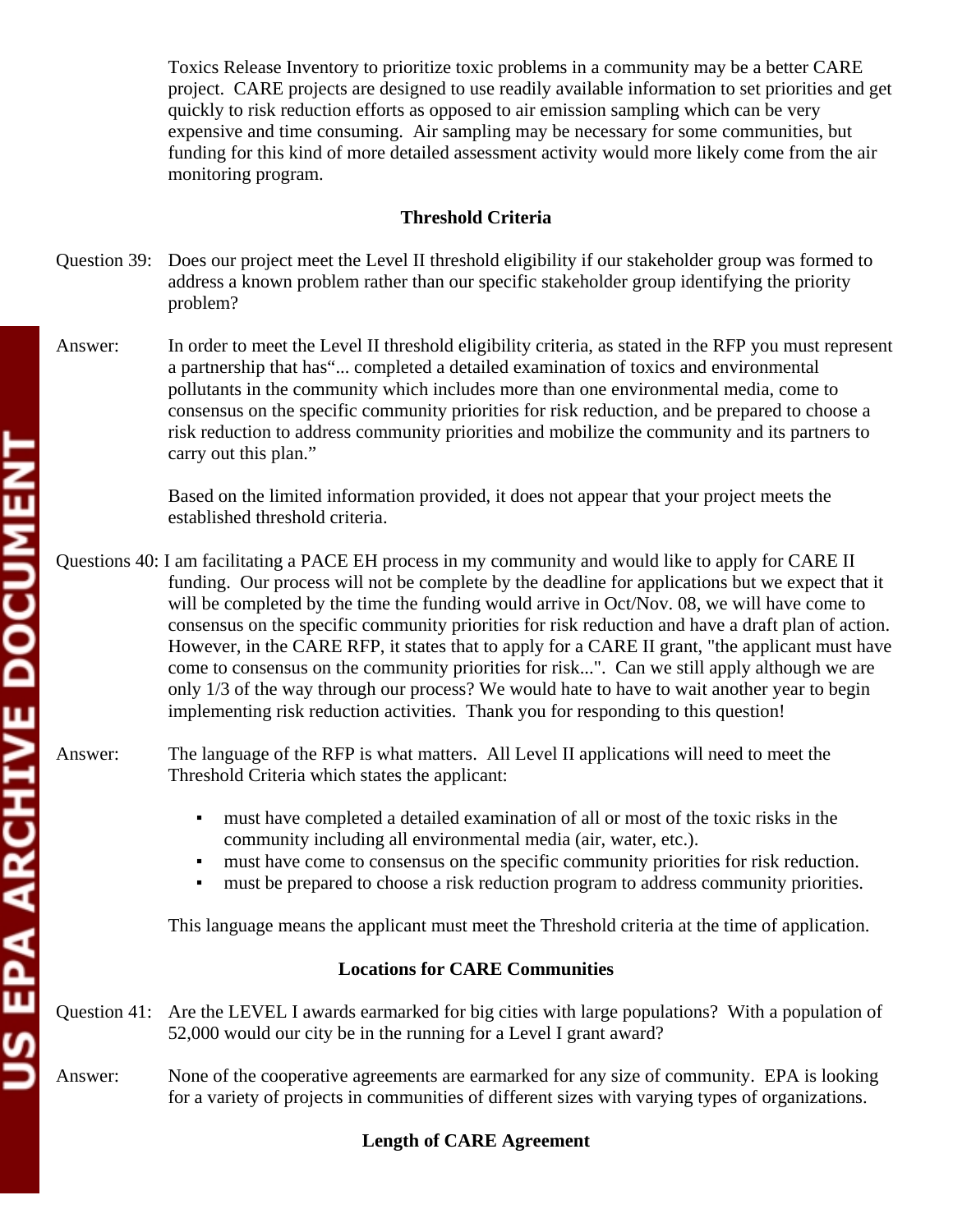Toxics Release Inventory to prioritize toxic problems in a community may be a better CARE project. CARE projects are designed to use readily available information to set priorities and get quickly to risk reduction efforts as opposed to air emission sampling which can be very expensive and time consuming. Air sampling may be necessary for some communities, but funding for this kind of more detailed assessment activity would more likely come from the air monitoring program.

## Threshold Criteria

Question 39: Does our project meet the Level II threshold eligibility if our stakeholder group was formed to address a known problem rather than our specific stakeholder group identifying the priority problem?

Answer: In order to meet the Level II threshold eligibility criteria, as stated in the RFP you must represent a partnership that has"... completed a detailed examination of toxics and environmental pollutants in the community which includes more than one environmental media, come to consensus on the specific community priorities for risk reduction, and be prepared to choose a risk reduction to address community priorities and mobilize the community and its partners to carry out this plan."

Based on the limited information provided, it does not appear that your project meets the established threshold criteria.

Questions 40: I am facilitating a PACE EH process in my community and would like to apply for CARE II funding. Our process will not be complete by the deadline for applications but we expect that it will be completed by the time the funding would arrive in Oct/Nov. 08, we will have come to consensus on the specific community priorities for risk reduction and have a draft plan of action. However, in the CARE RFP, it states that to apply for a CARE II grant, "the applicant must have come to consensus on the community priorities for risk...". Can we still apply although we are only 1/3 of the way through our process? We would hate to have to wait another year to begin implementing risk reduction activities. Thank you for responding to this question!

Answer: The language of the RFP is what matters. All Level II applications will need to meet the Threshold Criteria which states the applicant:

- must have completed a detailed examination of all or most of the toxic risks in the community including all environmental media (air, water, etc.).
- must have come to consensus on the specific community priorities for risk reduction.
- must be prepared to choose a risk reduction program to address community priorities.

This language means the applicant must meet the Threshold criteria at the time of application.

## Locations for CARE Communities

Question 41: Are the LEVEL I awards earmarked for big cities with large populations? With a population of 52,000 would our city be in the running for a Level I grant award?

Answer: None of the cooperative agreements are earmarked for any size of community. EPA is looking for a variety of projects in communities of different sizes with varying types of organizations.

## Length of CARE Agreement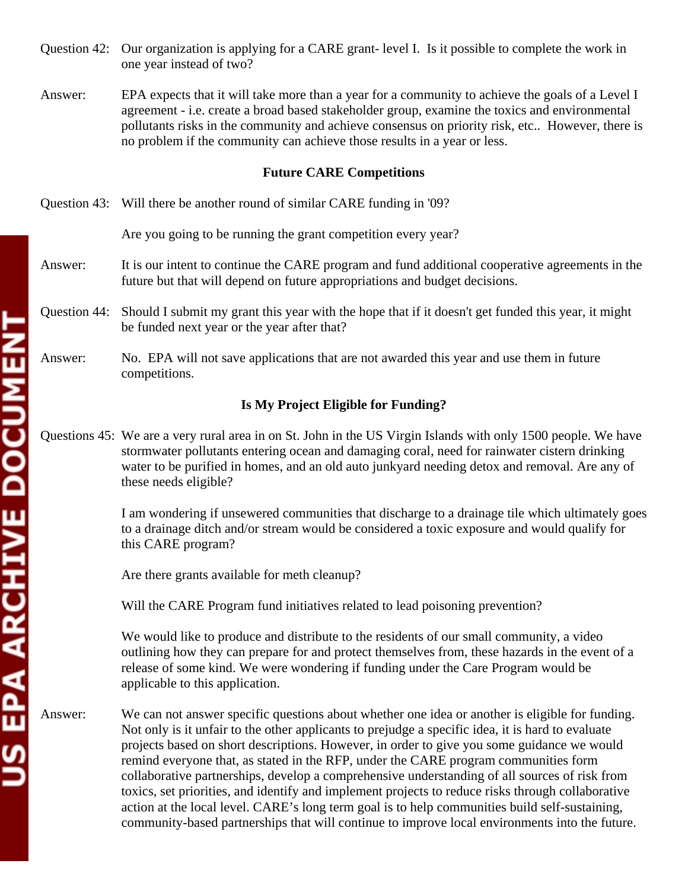Question 42: Our organization is applying for a CARE grant- level I. Is it possible to complete the work in one year instead of two?

Answer: EPA expects that it will take more than a year for a community to achieve the goals of a Level I agreement - i.e. create a broad based stakeholder group, examine the toxics and environmental pollutants risks in the community and achieve consensus on priority risk, etc.. However, there is no problem if the community can achieve those results in a year or less.

### Future CARE Competitions

Question 43: Will there be another round of similar CARE funding in '09?

Are you going to be running the grant competition every year?

Answer: It is our intent to continue the CARE program and fund additional cooperative agreements in the future but that will depend on future appropriations and budget decisions.

Question 44: Should I submit my grant this year with the hope that if it doesn't get funded this year, it might be funded next year or the year after that?

Answer: No. EPA will not save applications that are not awarded this year and use them in future competitions.

### Is My Project Eligible for Funding?

Questions 45: We are a very rural area in on St. John in the US Virgin Islands with only 1500 people. We have stormwater pollutants entering ocean and damaging coral, need for rainwater cistern drinking water to be purified in homes, and an old auto junkyard needing detox and removal. Are any of these needs eligible?

I am wondering if unsewered communities that discharge to a drainage tile which ultimately goes to a drainage ditch and/or stream would be considered a toxic exposure and would qualify for this CARE program?

Are there grants available for meth cleanup?

Will the CARE Program fund initiatives related to lead poisoning prevention?

We would like to produce and distribute to the residents of our small community, a video outlining how they can prepare for and protect themselves from, these hazards in the event of a release of some kind. We were wondering if funding under the Care Program would be applicable to this application.

Answer: We can not answer specific questions about whether one idea or another is eligible for funding. Not only is it unfair to the other applicants to prejudge a specific idea, it is hard to evaluate projects based on short descriptions. However, in order to give you some guidance we would remind everyone that, as stated in the RFP, under the CARE program communities form collaborative partnerships, develop a comprehensive understanding of all sources of risk from toxics, set priorities, and identify and implement projects to reduce risks through collaborative action at the local level. CARE's long term goal is to help communities build self-sustaining, community-based partnerships that will continue to improve local environments into the future.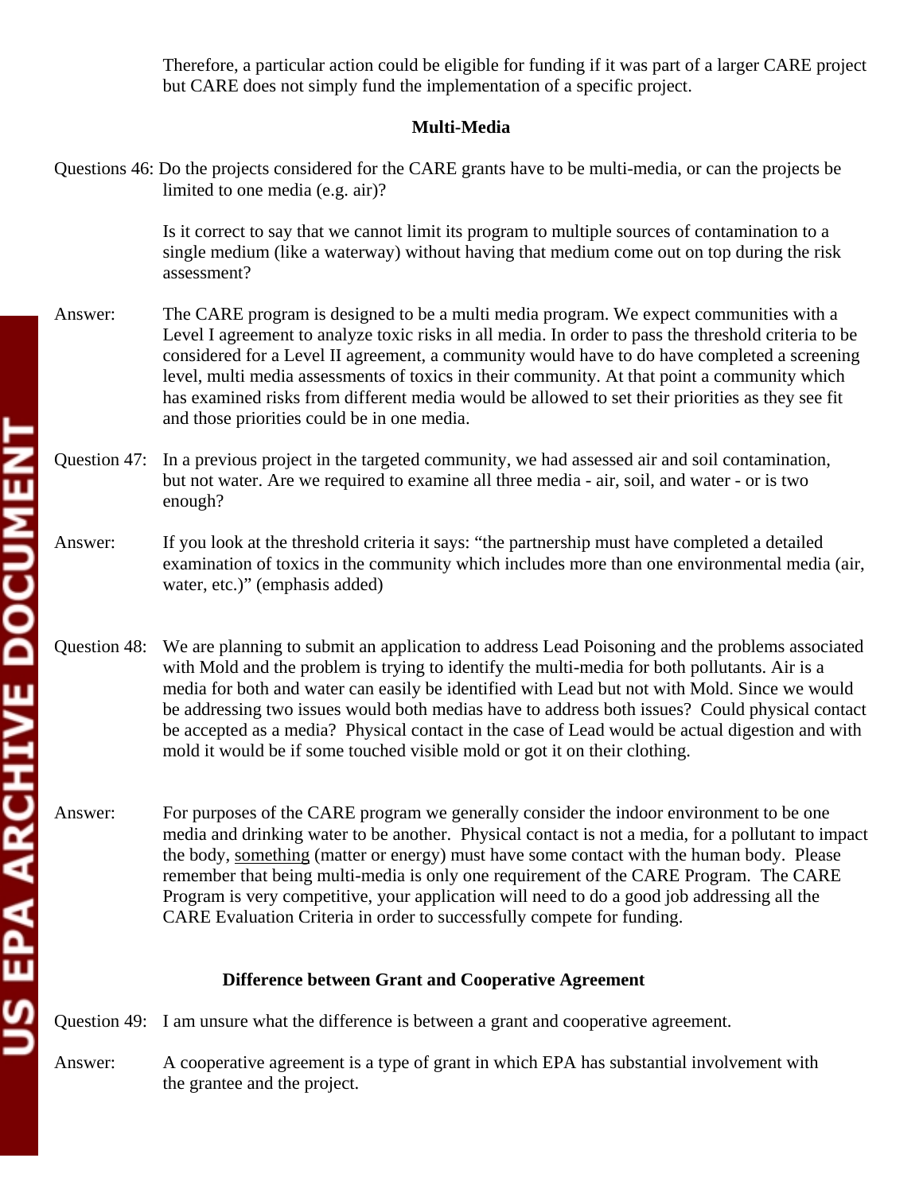Therefore, a particular action could be eligible for funding if it was part of a larger CARE project but CARE does not simply fund the implementation of a specific project.

### Multi-Media

Questions 46: Do the projects considered for the CARE grants have to be multi-media, or can the projects be limited to one media (e.g. air)?

Is it correct to say that we cannot limit its program to multiple sources of contamination to a single medium (like a waterway) without having that medium come out on top during the risk assessment?

Answer: The CARE program is designed to be a multi media program. We expect communities with a Level I agreement to analyze toxic risks in all media. In order to pass the threshold criteria to be considered for a Level II agreement, a community would have to do have completed a screening level, multi media assessments of toxics in their community. At that point a community which has examined risks from different media would be allowed to set their priorities as they see fit and those priorities could be in one media.

Question 47: In a previous project in the targeted community, we had assessed air and soil contamination, but not water. Are we required to examine all three media - air, soil, and water - or is two enough?

Answer: If you look at the threshold criteria it says: "the partnership must have completed a detailed examination of toxics in the community which includes more than one environmental media (air, water, etc.)" (emphasis added)

Question 48: We are planning to submit an application to address Lead Poisoning and the problems associated with Mold and the problem is trying to identify the multi-media for both pollutants. Air is a media for both and water can easily be identified with Lead but not with Mold. Since we would be addressing two issues would both medias have to address both issues? Could physical contact be accepted as a media? Physical contact in the case of Lead would be actual digestion and with mold it would be if some touched visible mold or got it on their clothing.

Answer: For purposes of the CARE program we generally consider the indoor environment to be one media and drinking water to be another. Physical contact is not a media, for a pollutant to impact the body, <u>something</u> (matter or energy) must have some contact with the human body. Please remember that being multi-media is only one requirement of the CARE Program. The CARE Program is very competitive, your application will need to do a good job addressing all the CARE Evaluation Criteria in order to successfully compete for funding.

### Difference between Grant and Cooperative Agreement

Question 49: I am unsure what the difference is between a grant and cooperative agreement.

Answer: A cooperative agreement is a type of grant in which EPA has substantial involvement with the grantee and the project.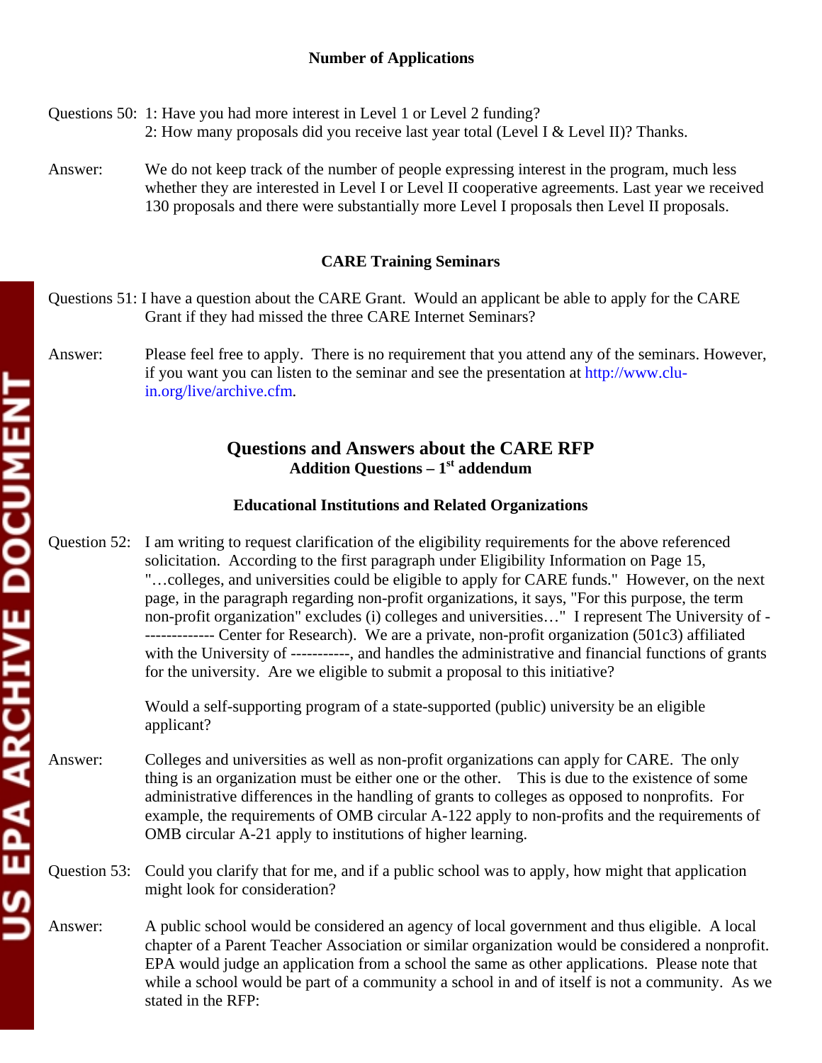### Number of Applications

Questions 50: 1: Have you had more interest in Level 1 or Level 2 funding?
2: How many proposals did you receive last year total (Level I & Level II)? Thanks.

Answer: We do not keep track of the number of people expressing interest in the program, much less whether they are interested in Level I or Level II cooperative agreements. Last year we received 130 proposals and there were substantially more Level I proposals then Level II proposals.

### CARE Training Seminars

Questions 51: I have a question about the CARE Grant. Would an applicant be able to apply for the CARE Grant if they had missed the three CARE Internet Seminars?

Answer: Please feel free to apply. There is no requirement that you attend any of the seminars. However, if you want you can listen to the seminar and see the presentation at http://www.clu-in.org/live/archive.cfm.

## Questions and Answers about the CARE RFP

### Addition Questions – 1st addendum

### Educational Institutions and Related Organizations

Question 52: I am writing to request clarification of the eligibility requirements for the above referenced solicitation. According to the first paragraph under Eligibility Information on Page 15, "…colleges, and universities could be eligible to apply for CARE funds." However, on the next page, in the paragraph regarding non-profit organizations, it says, "For this purpose, the term non-profit organization" excludes (i) colleges and universities…" I represent The University of -------------- Center for Research). We are a private, non-profit organization (501c3) affiliated with the University of -----------, and handles the administrative and financial functions of grants for the university. Are we eligible to submit a proposal to this initiative?

Would a self-supporting program of a state-supported (public) university be an eligible applicant?

Answer: Colleges and universities as well as non-profit organizations can apply for CARE. The only thing is an organization must be either one or the other. This is due to the existence of some administrative differences in the handling of grants to colleges as opposed to nonprofits. For example, the requirements of OMB circular A-122 apply to non-profits and the requirements of OMB circular A-21 apply to institutions of higher learning.

Question 53: Could you clarify that for me, and if a public school was to apply, how might that application might look for consideration?

Answer: A public school would be considered an agency of local government and thus eligible. A local chapter of a Parent Teacher Association or similar organization would be considered a nonprofit. EPA would judge an application from a school the same as other applications. Please note that while a school would be part of a community a school in and of itself is not a community. As we stated in the RFP: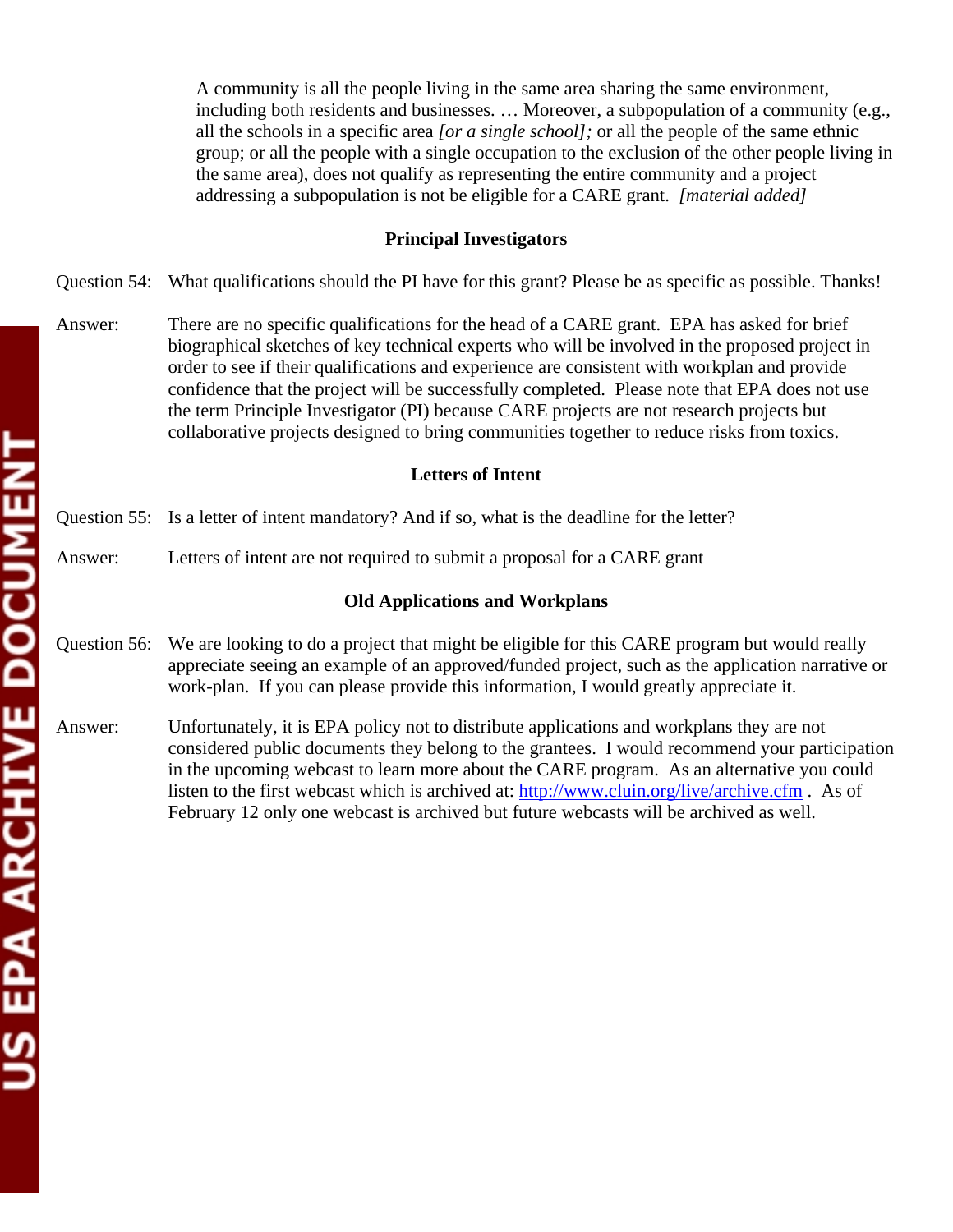A community is all the people living in the same area sharing the same environment, including both residents and businesses. … Moreover, a subpopulation of a community (e.g., all the schools in a specific area *[or a single school];* or all the people of the same ethnic group; or all the people with a single occupation to the exclusion of the other people living in the same area), does not qualify as representing the entire community and a project addressing a subpopulation is not be eligible for a CARE grant. *[material added]*

### Principal Investigators

Question 54: What qualifications should the PI have for this grant? Please be as specific as possible. Thanks!

Answer: There are no specific qualifications for the head of a CARE grant. EPA has asked for brief biographical sketches of key technical experts who will be involved in the proposed project in order to see if their qualifications and experience are consistent with workplan and provide confidence that the project will be successfully completed. Please note that EPA does not use the term Principle Investigator (PI) because CARE projects are not research projects but collaborative projects designed to bring communities together to reduce risks from toxics.

### Letters of Intent

Question 55: Is a letter of intent mandatory? And if so, what is the deadline for the letter?

Answer: Letters of intent are not required to submit a proposal for a CARE grant

### Old Applications and Workplans

Question 56: We are looking to do a project that might be eligible for this CARE program but would really appreciate seeing an example of an approved/funded project, such as the application narrative or work-plan. If you can please provide this information, I would greatly appreciate it.

Answer: Unfortunately, it is EPA policy not to distribute applications and workplans they are not considered public documents they belong to the grantees. I would recommend your participation in the upcoming webcast to learn more about the CARE program. As an alternative you could listen to the first webcast which is archived at: http://www.cluin.org/live/archive.cfm . As of February 12 only one webcast is archived but future webcasts will be archived as well.